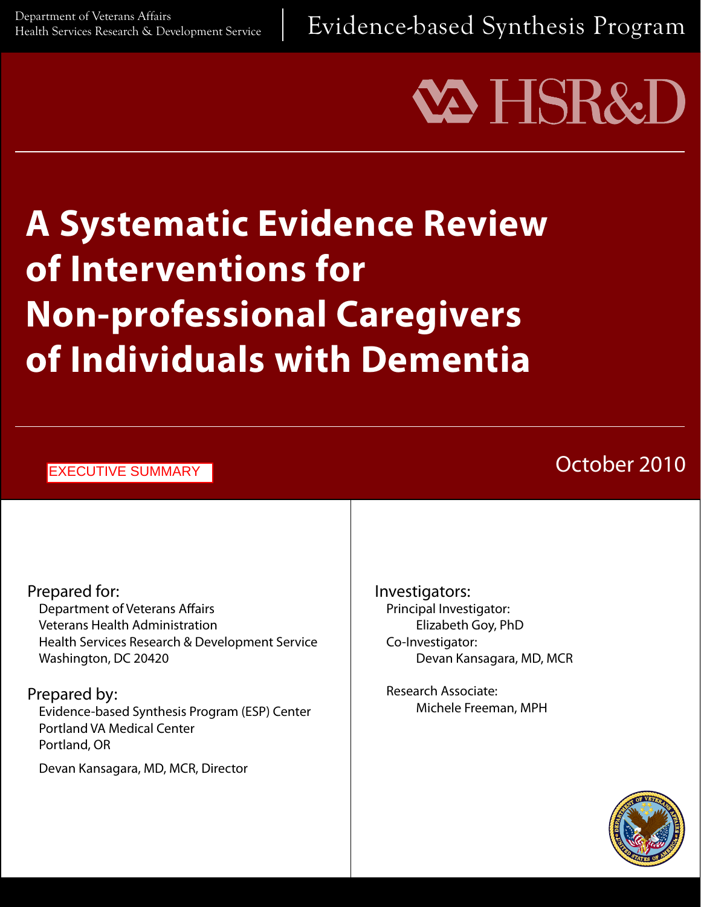Department of Veterans Affairs
Health Services Research & Development Service

Evidence-based Synthesis Program

# A Systematic Evidence Review of Interventions for Non-professional Caregivers of Individuals with Dementia

EXECUTIVE SUMMARY

October 2010

**Prepared for:**
Department of Veterans Affairs
Veterans Health Administration
Health Services Research & Development Service
Washington, DC 20420

**Prepared by:**
Evidence-based Synthesis Program (ESP) Center
Portland VA Medical Center
Portland, OR

Devan Kansagara, MD, MCR, Director

**Investigators:**
Principal Investigator:
Elizabeth Goy, PhD
Co-Investigator:
Devan Kansagara, MD, MCR

Research Associate:
Michele Freeman, MPH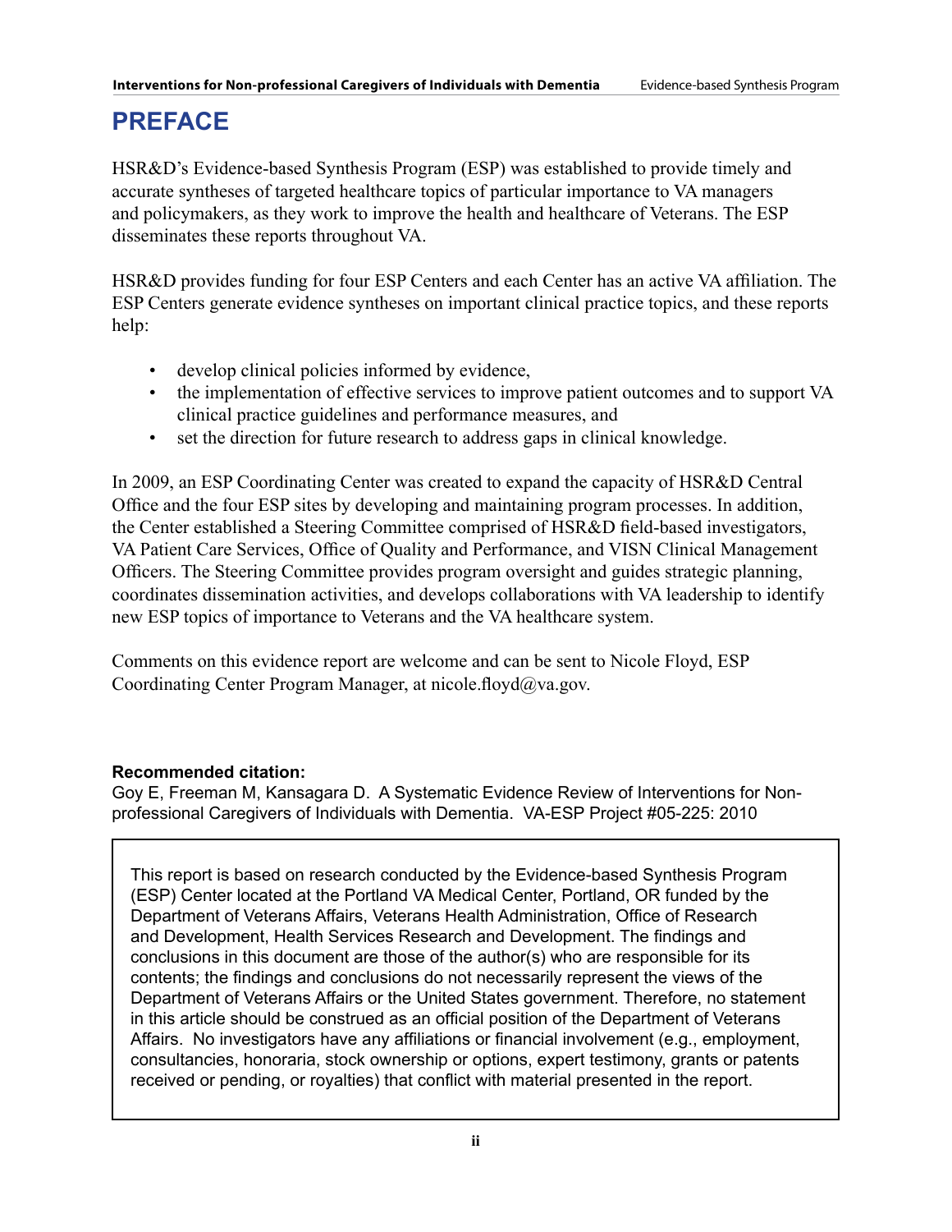# PREFACE

HSR&D's Evidence-based Synthesis Program (ESP) was established to provide timely and accurate syntheses of targeted healthcare topics of particular importance to VA managers and policymakers, as they work to improve the health and healthcare of Veterans. The ESP disseminates these reports throughout VA.

HSR&D provides funding for four ESP Centers and each Center has an active VA affiliation. The ESP Centers generate evidence syntheses on important clinical practice topics, and these reports help:

- develop clinical policies informed by evidence,
- the implementation of effective services to improve patient outcomes and to support VA clinical practice guidelines and performance measures, and
- set the direction for future research to address gaps in clinical knowledge.

In 2009, an ESP Coordinating Center was created to expand the capacity of HSR&D Central Office and the four ESP sites by developing and maintaining program processes. In addition, the Center established a Steering Committee comprised of HSR&D field-based investigators, VA Patient Care Services, Office of Quality and Performance, and VISN Clinical Management Officers. The Steering Committee provides program oversight and guides strategic planning, coordinates dissemination activities, and develops collaborations with VA leadership to identify new ESP topics of importance to Veterans and the VA healthcare system.

Comments on this evidence report are welcome and can be sent to Nicole Floyd, ESP Coordinating Center Program Manager, at nicole.floyd@va.gov.

**Recommended citation:**
Goy E, Freeman M, Kansagara D. A Systematic Evidence Review of Interventions for Non-professional Caregivers of Individuals with Dementia. VA-ESP Project #05-225: 2010

This report is based on research conducted by the Evidence-based Synthesis Program (ESP) Center located at the Portland VA Medical Center, Portland, OR funded by the Department of Veterans Affairs, Veterans Health Administration, Office of Research and Development, Health Services Research and Development. The findings and conclusions in this document are those of the author(s) who are responsible for its contents; the findings and conclusions do not necessarily represent the views of the Department of Veterans Affairs or the United States government. Therefore, no statement in this article should be construed as an official position of the Department of Veterans Affairs. No investigators have any affiliations or financial involvement (e.g., employment, consultancies, honoraria, stock ownership or options, expert testimony, grants or patents received or pending, or royalties) that conflict with material presented in the report.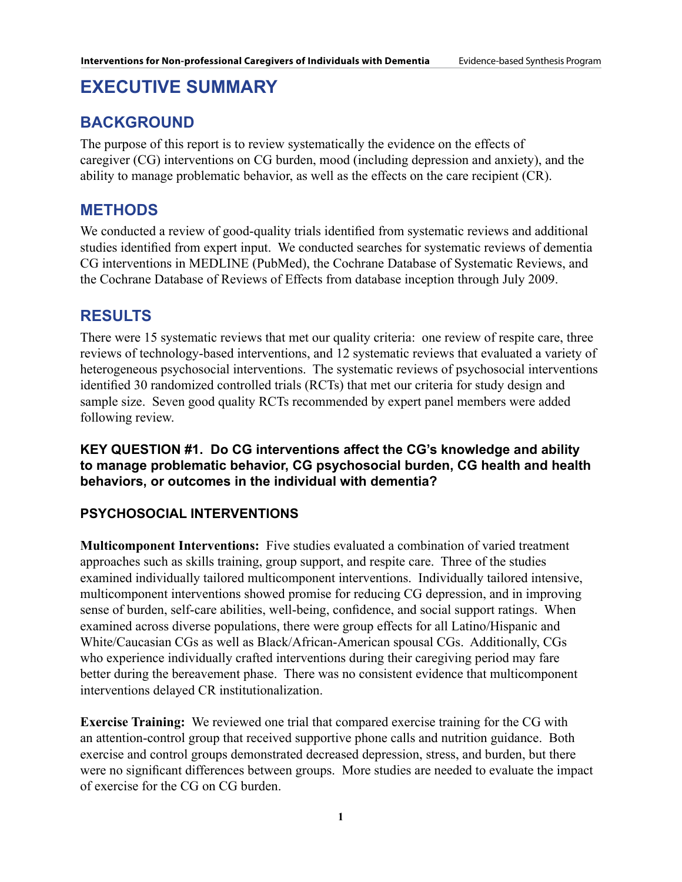# EXECUTIVE SUMMARY

## BACKGROUND

The purpose of this report is to review systematically the evidence on the effects of caregiver (CG) interventions on CG burden, mood (including depression and anxiety), and the ability to manage problematic behavior, as well as the effects on the care recipient (CR).

## METHODS

We conducted a review of good-quality trials identified from systematic reviews and additional studies identified from expert input. We conducted searches for systematic reviews of dementia CG interventions in MEDLINE (PubMed), the Cochrane Database of Systematic Reviews, and the Cochrane Database of Reviews of Effects from database inception through July 2009.

## RESULTS

There were 15 systematic reviews that met our quality criteria: one review of respite care, three reviews of technology-based interventions, and 12 systematic reviews that evaluated a variety of heterogeneous psychosocial interventions. The systematic reviews of psychosocial interventions identified 30 randomized controlled trials (RCTs) that met our criteria for study design and sample size. Seven good quality RCTs recommended by expert panel members were added following review.

### KEY QUESTION #1. Do CG interventions affect the CG's knowledge and ability to manage problematic behavior, CG psychosocial burden, CG health and health behaviors, or outcomes in the individual with dementia?

### PSYCHOSOCIAL INTERVENTIONS

**Multicomponent Interventions:** Five studies evaluated a combination of varied treatment approaches such as skills training, group support, and respite care. Three of the studies examined individually tailored multicomponent interventions. Individually tailored intensive, multicomponent interventions showed promise for reducing CG depression, and in improving sense of burden, self-care abilities, well-being, confidence, and social support ratings. When examined across diverse populations, there were group effects for all Latino/Hispanic and White/Caucasian CGs as well as Black/African-American spousal CGs. Additionally, CGs who experience individually crafted interventions during their caregiving period may fare better during the bereavement phase. There was no consistent evidence that multicomponent interventions delayed CR institutionalization.

**Exercise Training:** We reviewed one trial that compared exercise training for the CG with an attention-control group that received supportive phone calls and nutrition guidance. Both exercise and control groups demonstrated decreased depression, stress, and burden, but there were no significant differences between groups. More studies are needed to evaluate the impact of exercise for the CG on CG burden.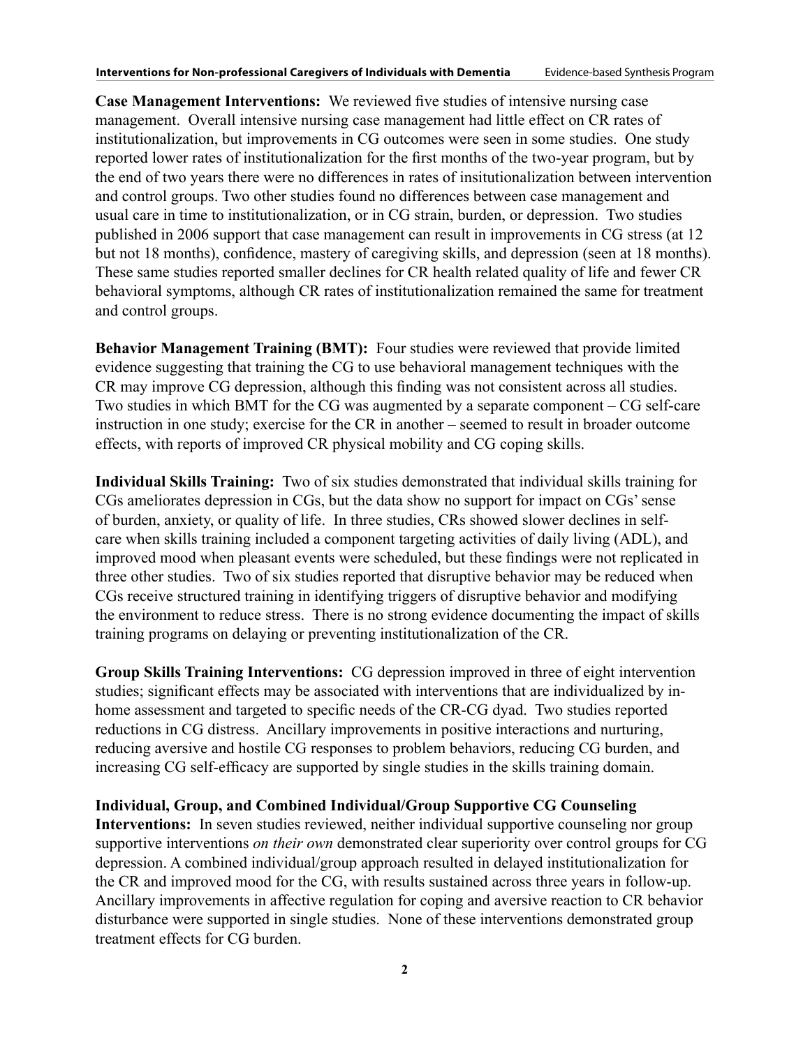**Case Management Interventions:** We reviewed five studies of intensive nursing case management. Overall intensive nursing case management had little effect on CR rates of institutionalization, but improvements in CG outcomes were seen in some studies. One study reported lower rates of institutionalization for the first months of the two-year program, but by the end of two years there were no differences in rates of insitutionalization between intervention and control groups. Two other studies found no differences between case management and usual care in time to institutionalization, or in CG strain, burden, or depression. Two studies published in 2006 support that case management can result in improvements in CG stress (at 12 but not 18 months), confidence, mastery of caregiving skills, and depression (seen at 18 months). These same studies reported smaller declines for CR health related quality of life and fewer CR behavioral symptoms, although CR rates of institutionalization remained the same for treatment and control groups.

**Behavior Management Training (BMT):** Four studies were reviewed that provide limited evidence suggesting that training the CG to use behavioral management techniques with the CR may improve CG depression, although this finding was not consistent across all studies. Two studies in which BMT for the CG was augmented by a separate component – CG self-care instruction in one study; exercise for the CR in another – seemed to result in broader outcome effects, with reports of improved CR physical mobility and CG coping skills.

**Individual Skills Training:** Two of six studies demonstrated that individual skills training for CGs ameliorates depression in CGs, but the data show no support for impact on CGs' sense of burden, anxiety, or quality of life. In three studies, CRs showed slower declines in self-care when skills training included a component targeting activities of daily living (ADL), and improved mood when pleasant events were scheduled, but these findings were not replicated in three other studies. Two of six studies reported that disruptive behavior may be reduced when CGs receive structured training in identifying triggers of disruptive behavior and modifying the environment to reduce stress. There is no strong evidence documenting the impact of skills training programs on delaying or preventing institutionalization of the CR.

**Group Skills Training Interventions:** CG depression improved in three of eight intervention studies; significant effects may be associated with interventions that are individualized by in-home assessment and targeted to specific needs of the CR-CG dyad. Two studies reported reductions in CG distress. Ancillary improvements in positive interactions and nurturing, reducing aversive and hostile CG responses to problem behaviors, reducing CG burden, and increasing CG self-efficacy are supported by single studies in the skills training domain.

**Individual, Group, and Combined Individual/Group Supportive CG Counseling Interventions:** In seven studies reviewed, neither individual supportive counseling nor group supportive interventions *on their own* demonstrated clear superiority over control groups for CG depression. A combined individual/group approach resulted in delayed institutionalization for the CR and improved mood for the CG, with results sustained across three years in follow-up. Ancillary improvements in affective regulation for coping and aversive reaction to CR behavior disturbance were supported in single studies. None of these interventions demonstrated group treatment effects for CG burden.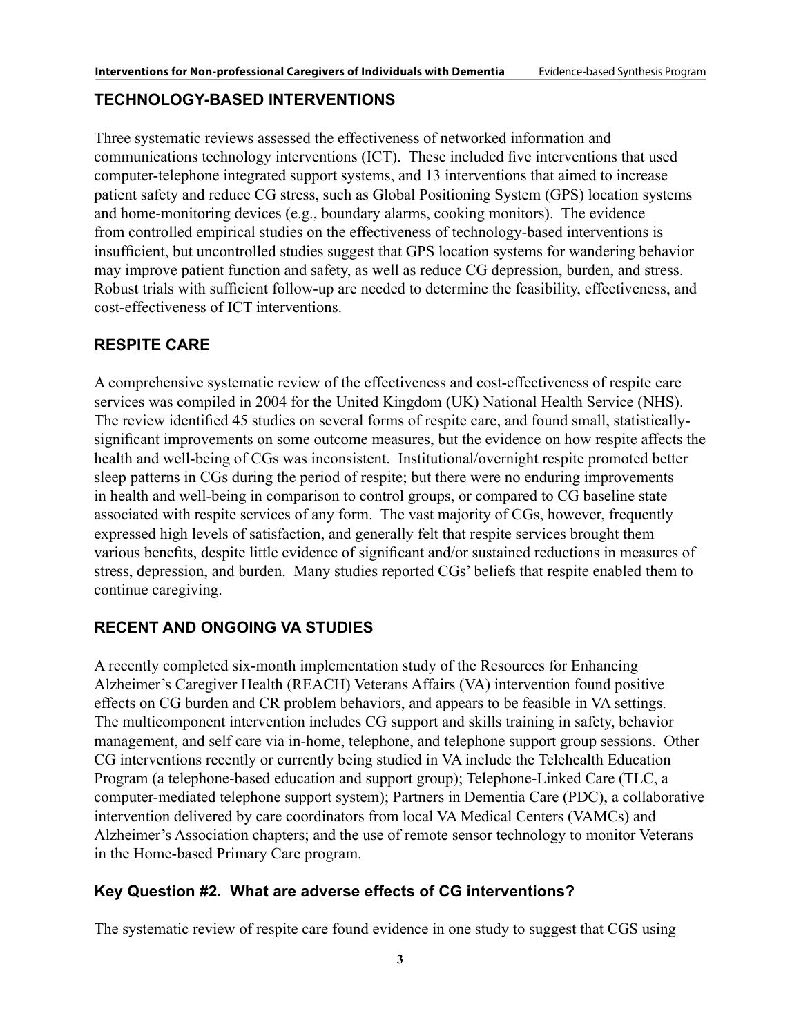## TECHNOLOGY-BASED INTERVENTIONS

Three systematic reviews assessed the effectiveness of networked information and communications technology interventions (ICT). These included five interventions that used computer-telephone integrated support systems, and 13 interventions that aimed to increase patient safety and reduce CG stress, such as Global Positioning System (GPS) location systems and home-monitoring devices (e.g., boundary alarms, cooking monitors). The evidence from controlled empirical studies on the effectiveness of technology-based interventions is insufficient, but uncontrolled studies suggest that GPS location systems for wandering behavior may improve patient function and safety, as well as reduce CG depression, burden, and stress. Robust trials with sufficient follow-up are needed to determine the feasibility, effectiveness, and cost-effectiveness of ICT interventions.

## RESPITE CARE

A comprehensive systematic review of the effectiveness and cost-effectiveness of respite care services was compiled in 2004 for the United Kingdom (UK) National Health Service (NHS). The review identified 45 studies on several forms of respite care, and found small, statistically-significant improvements on some outcome measures, but the evidence on how respite affects the health and well-being of CGs was inconsistent. Institutional/overnight respite promoted better sleep patterns in CGs during the period of respite; but there were no enduring improvements in health and well-being in comparison to control groups, or compared to CG baseline state associated with respite services of any form. The vast majority of CGs, however, frequently expressed high levels of satisfaction, and generally felt that respite services brought them various benefits, despite little evidence of significant and/or sustained reductions in measures of stress, depression, and burden. Many studies reported CGs' beliefs that respite enabled them to continue caregiving.

## RECENT AND ONGOING VA STUDIES

A recently completed six-month implementation study of the Resources for Enhancing Alzheimer's Caregiver Health (REACH) Veterans Affairs (VA) intervention found positive effects on CG burden and CR problem behaviors, and appears to be feasible in VA settings. The multicomponent intervention includes CG support and skills training in safety, behavior management, and self care via in-home, telephone, and telephone support group sessions. Other CG interventions recently or currently being studied in VA include the Telehealth Education Program (a telephone-based education and support group); Telephone-Linked Care (TLC, a computer-mediated telephone support system); Partners in Dementia Care (PDC), a collaborative intervention delivered by care coordinators from local VA Medical Centers (VAMCs) and Alzheimer's Association chapters; and the use of remote sensor technology to monitor Veterans in the Home-based Primary Care program.

## Key Question #2. What are adverse effects of CG interventions?

The systematic review of respite care found evidence in one study to suggest that CGS using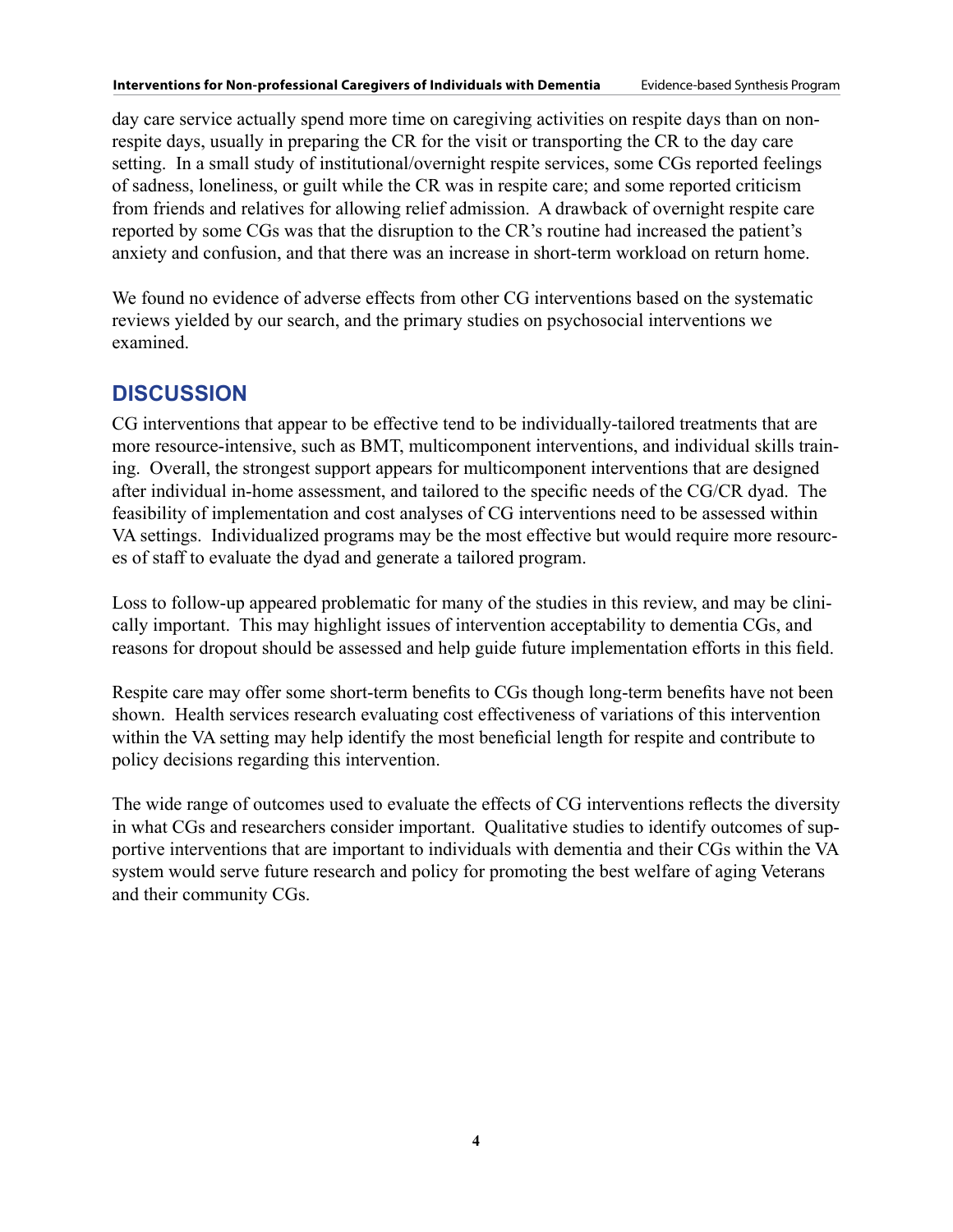day care service actually spend more time on caregiving activities on respite days than on non-respite days, usually in preparing the CR for the visit or transporting the CR to the day care setting. In a small study of institutional/overnight respite services, some CGs reported feelings of sadness, loneliness, or guilt while the CR was in respite care; and some reported criticism from friends and relatives for allowing relief admission. A drawback of overnight respite care reported by some CGs was that the disruption to the CR's routine had increased the patient's anxiety and confusion, and that there was an increase in short-term workload on return home.

We found no evidence of adverse effects from other CG interventions based on the systematic reviews yielded by our search, and the primary studies on psychosocial interventions we examined.

## DISCUSSION

CG interventions that appear to be effective tend to be individually-tailored treatments that are more resource-intensive, such as BMT, multicomponent interventions, and individual skills training. Overall, the strongest support appears for multicomponent interventions that are designed after individual in-home assessment, and tailored to the specific needs of the CG/CR dyad. The feasibility of implementation and cost analyses of CG interventions need to be assessed within VA settings. Individualized programs may be the most effective but would require more resources of staff to evaluate the dyad and generate a tailored program.

Loss to follow-up appeared problematic for many of the studies in this review, and may be clinically important. This may highlight issues of intervention acceptability to dementia CGs, and reasons for dropout should be assessed and help guide future implementation efforts in this field.

Respite care may offer some short-term benefits to CGs though long-term benefits have not been shown. Health services research evaluating cost effectiveness of variations of this intervention within the VA setting may help identify the most beneficial length for respite and contribute to policy decisions regarding this intervention.

The wide range of outcomes used to evaluate the effects of CG interventions reflects the diversity in what CGs and researchers consider important. Qualitative studies to identify outcomes of supportive interventions that are important to individuals with dementia and their CGs within the VA system would serve future research and policy for promoting the best welfare of aging Veterans and their community CGs.